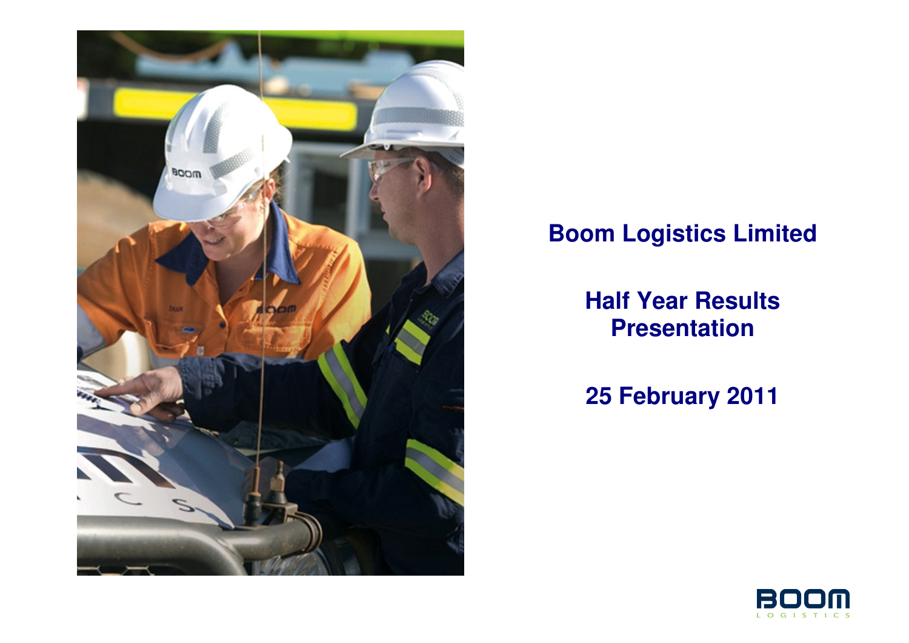# Boom Logistics Limited

## Half Year Results Presentation

## 25 February 2011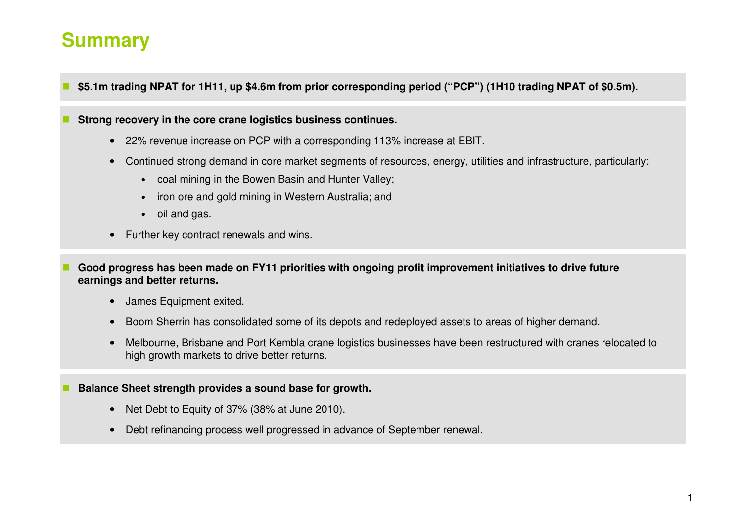# Summary

- **$5.1m trading NPAT for 1H11, up $4.6m from prior corresponding period ("PCP") (1H10 trading NPAT of $0.5m).**

- **Strong recovery in the core crane logistics business continues.**
  - 22% revenue increase on PCP with a corresponding 113% increase at EBIT.
  - Continued strong demand in core market segments of resources, energy, utilities and infrastructure, particularly:
    - coal mining in the Bowen Basin and Hunter Valley;
    - iron ore and gold mining in Western Australia; and
    - oil and gas.
  - Further key contract renewals and wins.

- **Good progress has been made on FY11 priorities with ongoing profit improvement initiatives to drive future earnings and better returns.**
  - James Equipment exited.
  - Boom Sherrin has consolidated some of its depots and redeployed assets to areas of higher demand.
  - Melbourne, Brisbane and Port Kembla crane logistics businesses have been restructured with cranes relocated to high growth markets to drive better returns.

- **Balance Sheet strength provides a sound base for growth.**
  - Net Debt to Equity of 37% (38% at June 2010).
  - Debt refinancing process well progressed in advance of September renewal.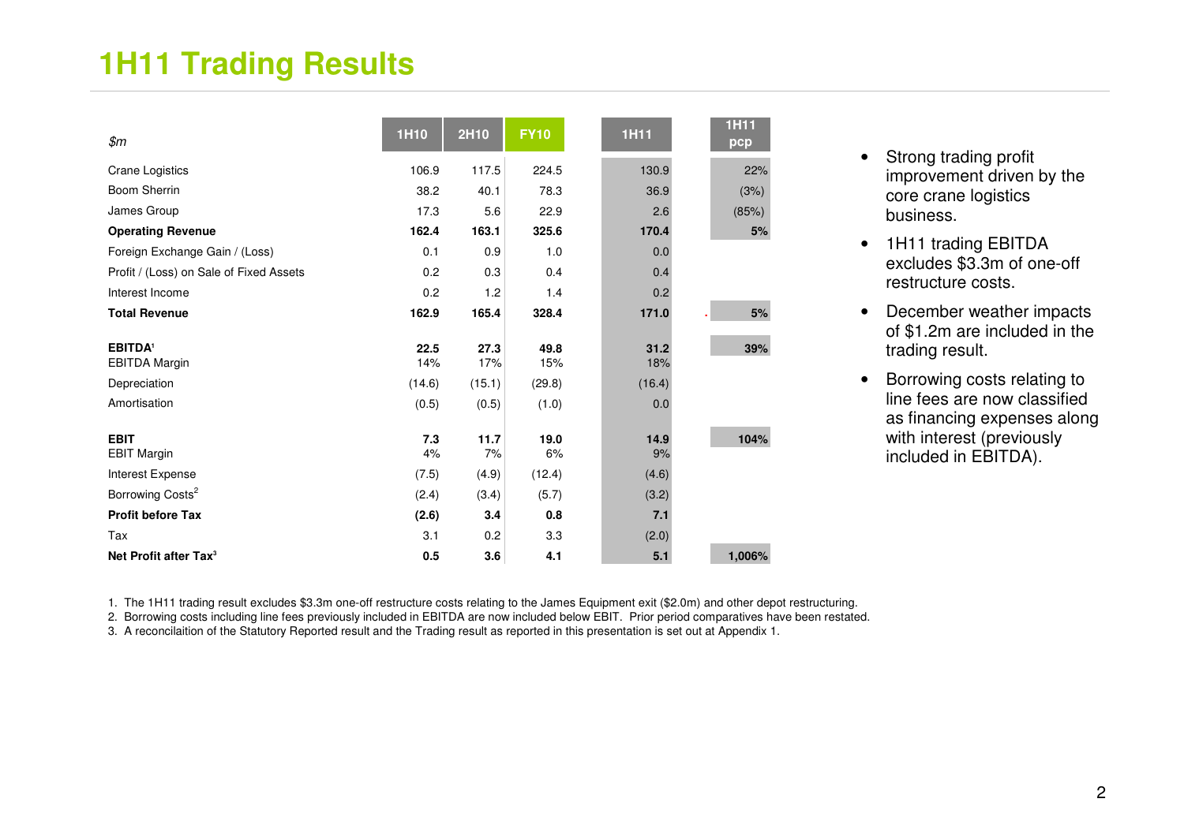# 1H11 Trading Results

| $m | 1H10 | 2H10 | FY10 | 1H11 | 1H11 pcp |
|---|---|---|---|---|---|
| Crane Logistics | 106.9 | 117.5 | 224.5 | 130.9 | 22% |
| Boom Sherrin | 38.2 | 40.1 | 78.3 | 36.9 | (3%) |
| James Group | 17.3 | 5.6 | 22.9 | 2.6 | (85%) |
| **Operating Revenue** | **162.4** | **163.1** | **325.6** | **170.4** | **5%** |
| Foreign Exchange Gain / (Loss) | 0.1 | 0.9 | 1.0 | 0.0 | |
| Profit / (Loss) on Sale of Fixed Assets | 0.2 | 0.3 | 0.4 | 0.4 | |
| Interest Income | 0.2 | 1.2 | 1.4 | 0.2 | |
| **Total Revenue** | **162.9** | **165.4** | **328.4** | **171.0** | **5%** |
| **EBITDA[1]** | **22.5** | **27.3** | **49.8** | **31.2** | **39%** |
| EBITDA Margin | 14% | 17% | 15% | 18% | |
| Depreciation | (14.6) | (15.1) | (29.8) | (16.4) | |
| Amortisation | (0.5) | (0.5) | (1.0) | 0.0 | |
| **EBIT** | **7.3** | **11.7** | **19.0** | **14.9** | **104%** |
| EBIT Margin | 4% | 7% | 6% | 9% | |
| Interest Expense | (7.5) | (4.9) | (12.4) | (4.6) | |
| Borrowing Costs[2] | (2.4) | (3.4) | (5.7) | (3.2) | |
| **Profit before Tax** | **(2.6)** | **3.4** | **0.8** | **7.1** | |
| Tax | 3.1 | 0.2 | 3.3 | (2.0) | |
| **Net Profit after Tax[3]** | **0.5** | **3.6** | **4.1** | **5.1** | **1,006%** |

- Strong trading profit improvement driven by the core crane logistics business.
- 1H11 trading EBITDA excludes $3.3m of one-off restructure costs.
- December weather impacts of $1.2m are included in the trading result.
- Borrowing costs relating to line fees are now classified as financing expenses along with interest (previously included in EBITDA).

1. The 1H11 trading result excludes $3.3m one-off restructure costs relating to the James Equipment exit ($2.0m) and other depot restructuring.
2. Borrowing costs including line fees previously included in EBITDA are now included below EBIT. Prior period comparatives have been restated.
3. A reconcilaition of the Statutory Reported result and the Trading result as reported in this presentation is set out at Appendix 1.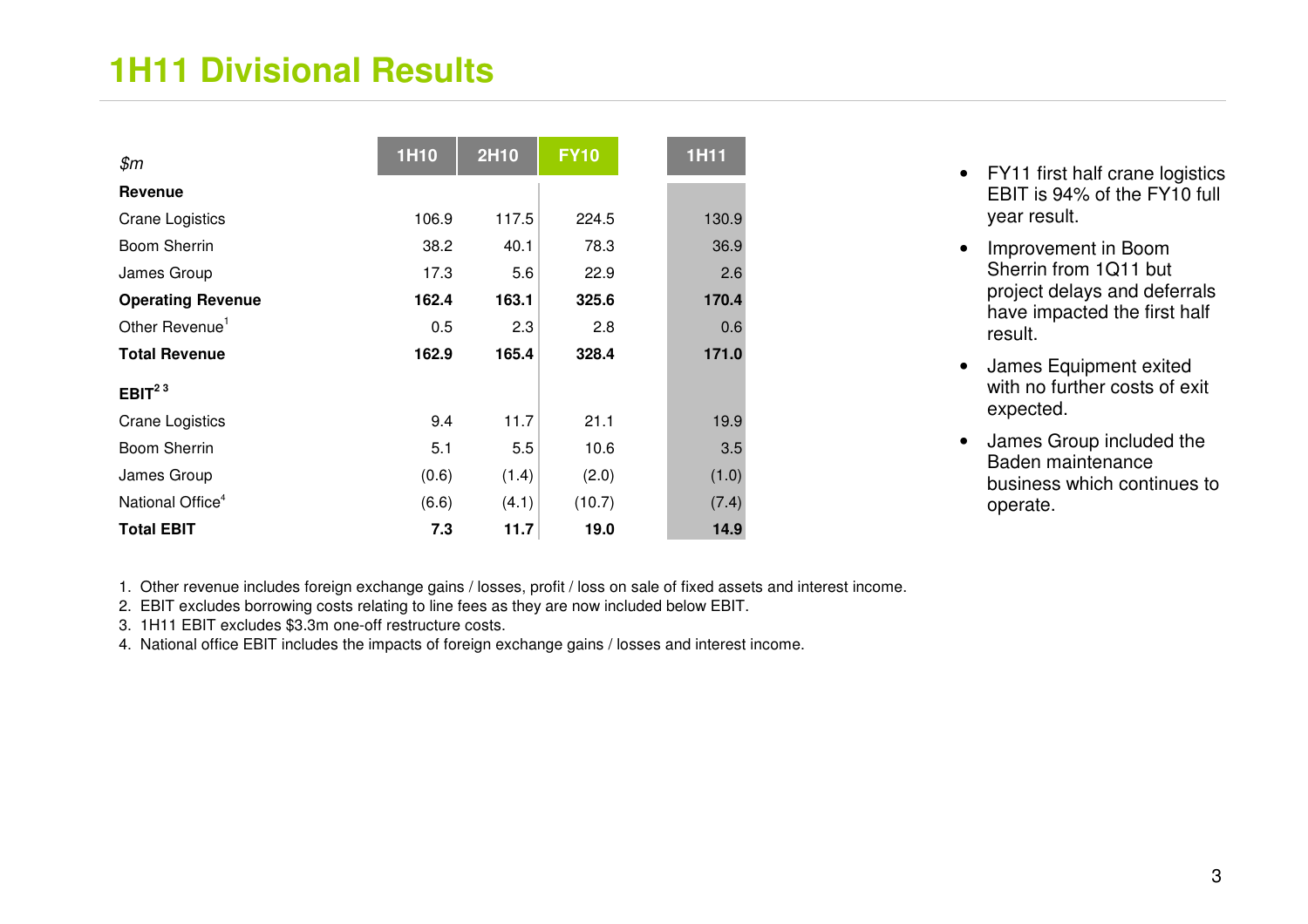# 1H11 Divisional Results

| *$m* | 1H10 | 2H10 | FY10 | 1H11 |
|---|---|---|---|---|
| **Revenue** | | | | |
| Crane Logistics | 106.9 | 117.5 | 224.5 | 130.9 |
| Boom Sherrin | 38.2 | 40.1 | 78.3 | 36.9 |
| James Group | 17.3 | 5.6 | 22.9 | 2.6 |
| **Operating Revenue** | **162.4** | **163.1** | **325.6** | **170.4** |
| Other Revenue[1] | 0.5 | 2.3 | 2.8 | 0.6 |
| **Total Revenue** | **162.9** | **165.4** | **328.4** | **171.0** |
| **EBIT[2 3]** | | | | |
| Crane Logistics | 9.4 | 11.7 | 21.1 | 19.9 |
| Boom Sherrin | 5.1 | 5.5 | 10.6 | 3.5 |
| James Group | (0.6) | (1.4) | (2.0) | (1.0) |
| National Office[4] | (6.6) | (4.1) | (10.7) | (7.4) |
| **Total EBIT** | **7.3** | **11.7** | **19.0** | **14.9** |

- FY11 first half crane logistics EBIT is 94% of the FY10 full year result.
- Improvement in Boom Sherrin from 1Q11 but project delays and deferrals have impacted the first half result.
- James Equipment exited with no further costs of exit expected.
- James Group included the Baden maintenance business which continues to operate.

1. Other revenue includes foreign exchange gains / losses, profit / loss on sale of fixed assets and interest income.
2. EBIT excludes borrowing costs relating to line fees as they are now included below EBIT.
3. 1H11 EBIT excludes $3.3m one-off restructure costs.
4. National office EBIT includes the impacts of foreign exchange gains / losses and interest income.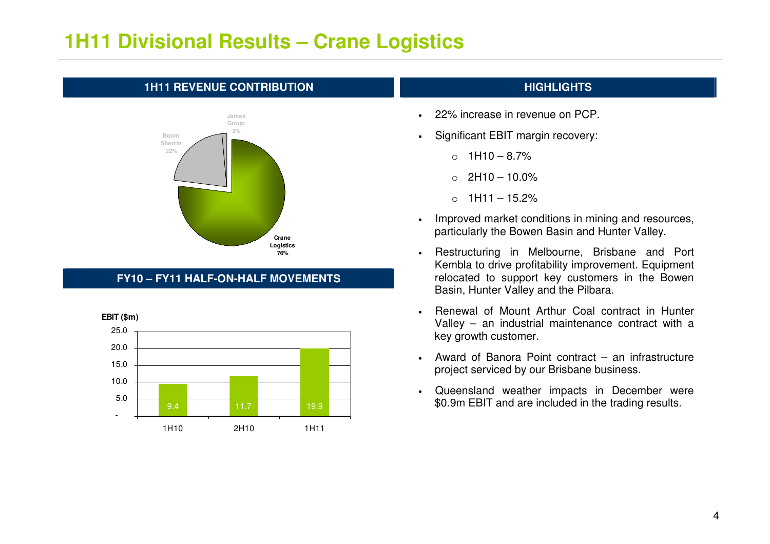# 1H11 Divisional Results – Crane Logistics

## 1H11 REVENUE CONTRIBUTION

| Segment | Contribution |
|---|---|
| Crane Logistics | 76% |
| Boom Sherrin | 22% |
| James Group | 2% |

## FY10 – FY11 HALF-ON-HALF MOVEMENTS

EBIT ($m)

| Period | EBIT ($m) |
|---|---|
| 1H10 | 9.4 |
| 2H10 | 11.7 |
| 1H11 | 19.9 |

## HIGHLIGHTS

- 22% increase in revenue on PCP.
- Significant EBIT margin recovery:
  - 1H10 – 8.7%
  - 2H10 – 10.0%
  - 1H11 – 15.2%
- Improved market conditions in mining and resources, particularly the Bowen Basin and Hunter Valley.
- Restructuring in Melbourne, Brisbane and Port Kembla to drive profitability improvement. Equipment relocated to support key customers in the Bowen Basin, Hunter Valley and the Pilbara.
- Renewal of Mount Arthur Coal contract in Hunter Valley – an industrial maintenance contract with a key growth customer.
- Award of Banora Point contract – an infrastructure project serviced by our Brisbane business.
- Queensland weather impacts in December were $0.9m EBIT and are included in the trading results.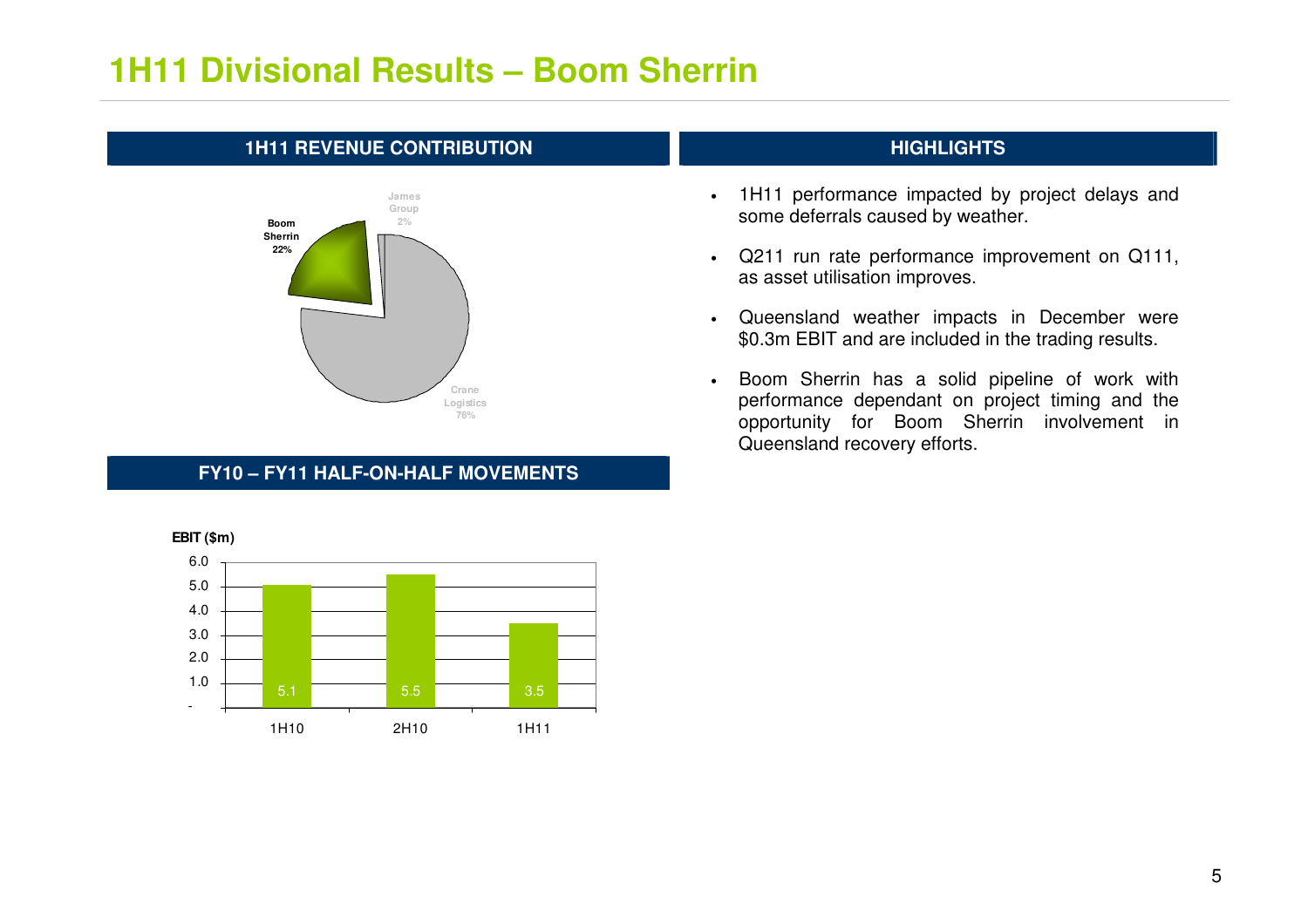# 1H11 Divisional Results – Boom Sherrin

## 1H11 REVENUE CONTRIBUTION

| Division | Contribution |
| --- | --- |
| Boom Sherrin | 22% |
| James Group | 2% |
| Crane Logistics | 76% |

## HIGHLIGHTS

- 1H11 performance impacted by project delays and some deferrals caused by weather.
- Q211 run rate performance improvement on Q111, as asset utilisation improves.
- Queensland weather impacts in December were \$0.3m EBIT and are included in the trading results.
- Boom Sherrin has a solid pipeline of work with performance dependant on project timing and the opportunity for Boom Sherrin involvement in Queensland recovery efforts.

## FY10 – FY11 HALF-ON-HALF MOVEMENTS

**EBIT (\$m)**

| Period | EBIT (\$m) |
| --- | --- |
| 1H10 | 5.1 |
| 2H10 | 5.5 |
| 1H11 | 3.5 |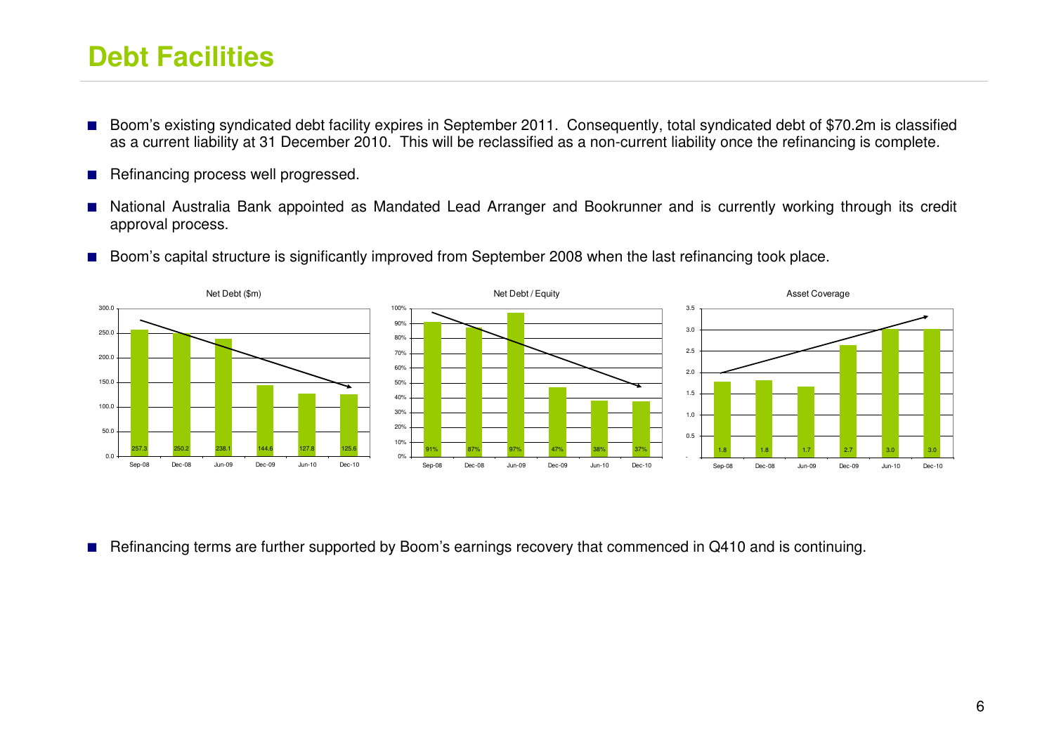# Debt Facilities

- Boom's existing syndicated debt facility expires in September 2011. Consequently, total syndicated debt of $70.2m is classified as a current liability at 31 December 2010. This will be reclassified as a non-current liability once the refinancing is complete.
- Refinancing process well progressed.
- National Australia Bank appointed as Mandated Lead Arranger and Bookrunner and is currently working through its credit approval process.
- Boom's capital structure is significantly improved from September 2008 when the last refinancing took place.

| | Sep-08 | Dec-08 | Jun-09 | Dec-09 | Jun-10 | Dec-10 |
|---|---|---|---|---|---|---|
| Net Debt ($m) | 257.3 | 250.2 | 238.1 | 144.6 | 127.8 | 125.6 |
| Net Debt / Equity | 91% | 87% | 97% | 47% | 38% | 37% |
| Asset Coverage | 1.8 | 1.8 | 1.7 | 2.7 | 3.0 | 3.0 |

- Refinancing terms are further supported by Boom's earnings recovery that commenced in Q410 and is continuing.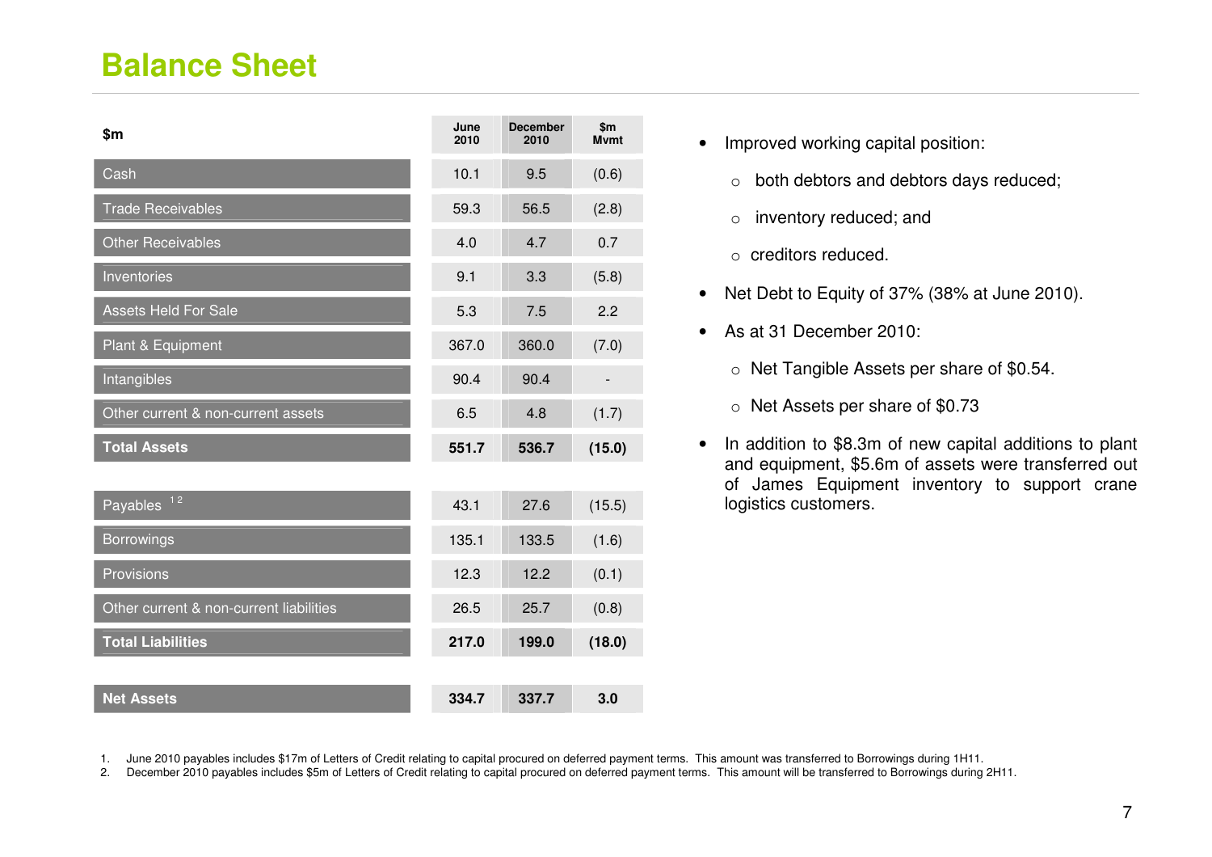# Balance Sheet

| $m | June 2010 | December 2010 | $m Mvmt |
|---|---|---|---|
| Cash | 10.1 | 9.5 | (0.6) |
| Trade Receivables | 59.3 | 56.5 | (2.8) |
| Other Receivables | 4.0 | 4.7 | 0.7 |
| Inventories | 9.1 | 3.3 | (5.8) |
| Assets Held For Sale | 5.3 | 7.5 | 2.2 |
| Plant & Equipment | 367.0 | 360.0 | (7.0) |
| Intangibles | 90.4 | 90.4 | - |
| Other current & non-current assets | 6.5 | 4.8 | (1.7) |
| **Total Assets** | **551.7** | **536.7** | **(15.0)** |
| | | | |
| Payables [1,2] | 43.1 | 27.6 | (15.5) |
| Borrowings | 135.1 | 133.5 | (1.6) |
| Provisions | 12.3 | 12.2 | (0.1) |
| Other current & non-current liabilities | 26.5 | 25.7 | (0.8) |
| **Total Liabilities** | **217.0** | **199.0** | **(18.0)** |
| | | | |
| **Net Assets** | **334.7** | **337.7** | **3.0** |

- Improved working capital position:
  - both debtors and debtors days reduced;
  - inventory reduced; and
  - creditors reduced.
- Net Debt to Equity of 37% (38% at June 2010).
- As at 31 December 2010:
  - Net Tangible Assets per share of $0.54.
  - Net Assets per share of $0.73
- In addition to $8.3m of new capital additions to plant and equipment, $5.6m of assets were transferred out of James Equipment inventory to support crane logistics customers.

1. June 2010 payables includes $17m of Letters of Credit relating to capital procured on deferred payment terms. This amount was transferred to Borrowings during 1H11.
2. December 2010 payables includes $5m of Letters of Credit relating to capital procured on deferred payment terms. This amount will be transferred to Borrowings during 2H11.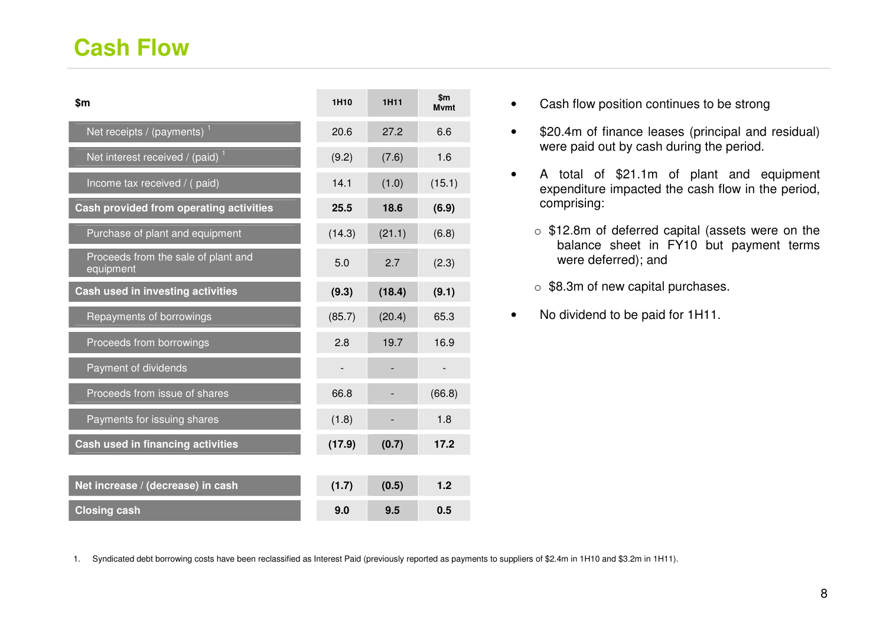# Cash Flow

| $m | 1H10 | 1H11 | $m Mvmt |
|---|---|---|---|
| Net receipts / (payments) [1] | 20.6 | 27.2 | 6.6 |
| Net interest received / (paid) [1] | (9.2) | (7.6) | 1.6 |
| Income tax received / ( paid) | 14.1 | (1.0) | (15.1) |
| **Cash provided from operating activities** | **25.5** | **18.6** | **(6.9)** |
| Purchase of plant and equipment | (14.3) | (21.1) | (6.8) |
| Proceeds from the sale of plant and equipment | 5.0 | 2.7 | (2.3) |
| **Cash used in investing activities** | **(9.3)** | **(18.4)** | **(9.1)** |
| Repayments of borrowings | (85.7) | (20.4) | 65.3 |
| Proceeds from borrowings | 2.8 | 19.7 | 16.9 |
| Payment of dividends | - | - | - |
| Proceeds from issue of shares | 66.8 | - | (66.8) |
| Payments for issuing shares | (1.8) | - | 1.8 |
| **Cash used in financing activities** | **(17.9)** | **(0.7)** | **17.2** |
| **Net increase / (decrease) in cash** | **(1.7)** | **(0.5)** | **1.2** |
| **Closing cash** | **9.0** | **9.5** | **0.5** |

- Cash flow position continues to be strong
- $20.4m of finance leases (principal and residual) were paid out by cash during the period.
- A total of $21.1m of plant and equipment expenditure impacted the cash flow in the period, comprising:
  - $12.8m of deferred capital (assets were on the balance sheet in FY10 but payment terms were deferred); and
  - $8.3m of new capital purchases.
- No dividend to be paid for 1H11.

1. Syndicated debt borrowing costs have been reclassified as Interest Paid (previously reported as payments to suppliers of $2.4m in 1H10 and $3.2m in 1H11).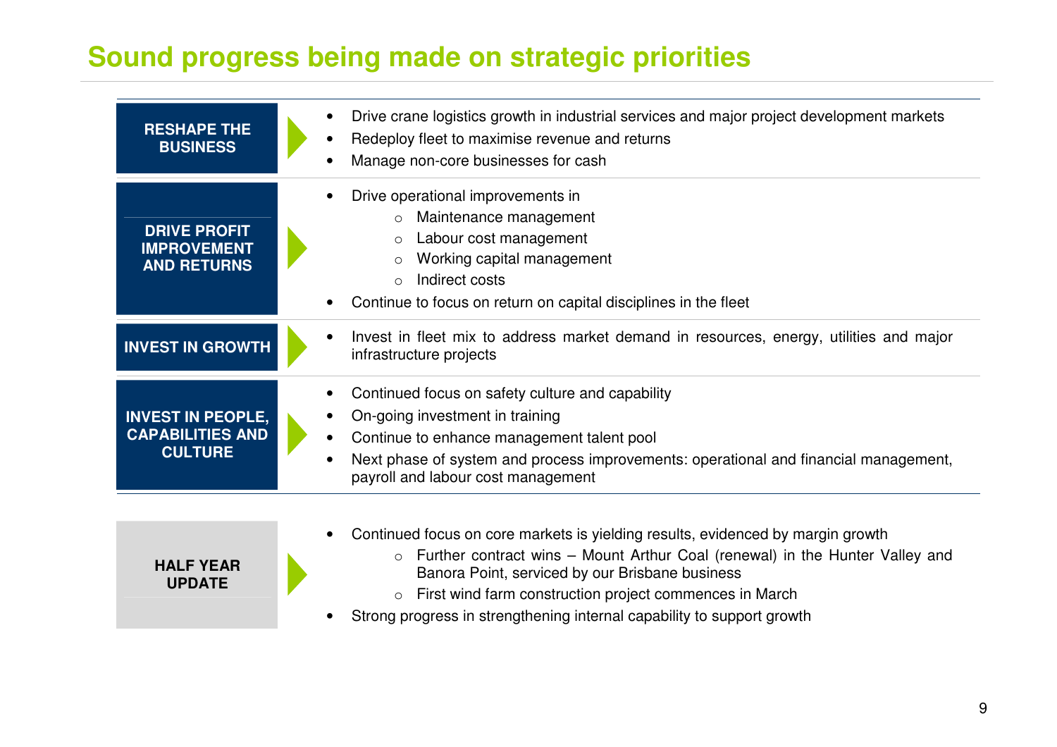# Sound progress being made on strategic priorities

| | |
|---|---|
| **RESHAPE THE BUSINESS** | • Drive crane logistics growth in industrial services and major project development markets<br>• Redeploy fleet to maximise revenue and returns<br>• Manage non-core businesses for cash |
| **DRIVE PROFIT IMPROVEMENT AND RETURNS** | • Drive operational improvements in<br>  ○ Maintenance management<br>  ○ Labour cost management<br>  ○ Working capital management<br>  ○ Indirect costs<br>• Continue to focus on return on capital disciplines in the fleet |
| **INVEST IN GROWTH** | • Invest in fleet mix to address market demand in resources, energy, utilities and major infrastructure projects |
| **INVEST IN PEOPLE, CAPABILITIES AND CULTURE** | • Continued focus on safety culture and capability<br>• On-going investment in training<br>• Continue to enhance management talent pool<br>• Next phase of system and process improvements: operational and financial management, payroll and labour cost management |

**HALF YEAR UPDATE**

- Continued focus on core markets is yielding results, evidenced by margin growth
  - Further contract wins – Mount Arthur Coal (renewal) in the Hunter Valley and Banora Point, serviced by our Brisbane business
  - First wind farm construction project commences in March
- Strong progress in strengthening internal capability to support growth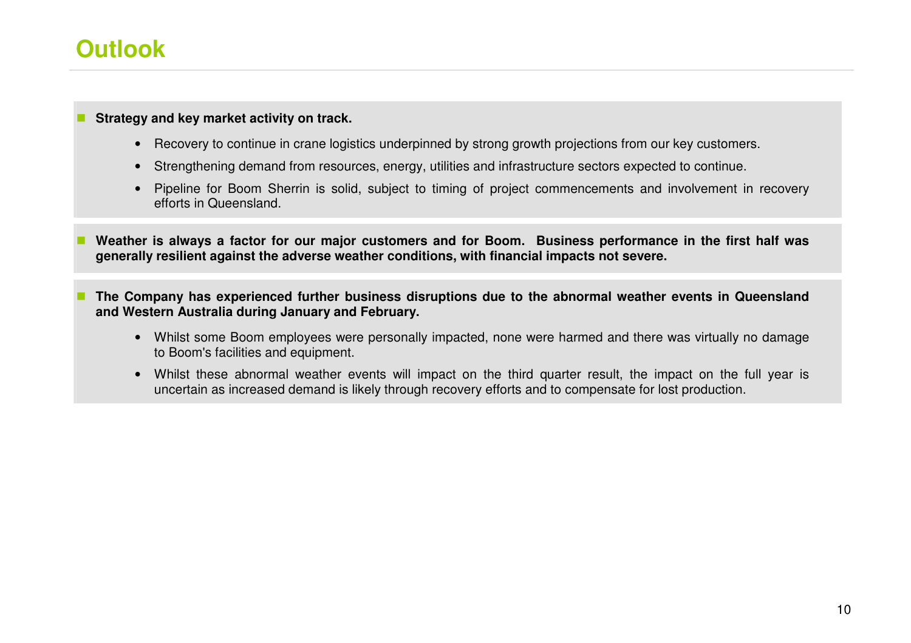# Outlook

- **Strategy and key market activity on track.**
  - Recovery to continue in crane logistics underpinned by strong growth projections from our key customers.
  - Strengthening demand from resources, energy, utilities and infrastructure sectors expected to continue.
  - Pipeline for Boom Sherrin is solid, subject to timing of project commencements and involvement in recovery efforts in Queensland.

- **Weather is always a factor for our major customers and for Boom. Business performance in the first half was generally resilient against the adverse weather conditions, with financial impacts not severe.**

- **The Company has experienced further business disruptions due to the abnormal weather events in Queensland and Western Australia during January and February.**
  - Whilst some Boom employees were personally impacted, none were harmed and there was virtually no damage to Boom's facilities and equipment.
  - Whilst these abnormal weather events will impact on the third quarter result, the impact on the full year is uncertain as increased demand is likely through recovery efforts and to compensate for lost production.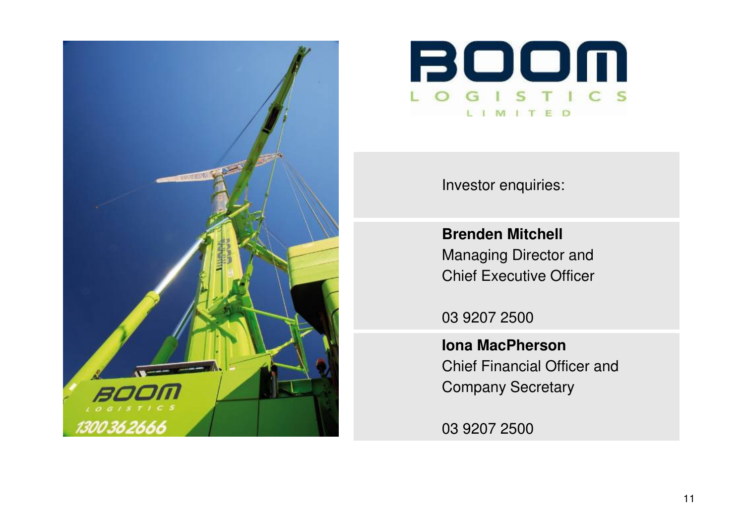BOOM LOGISTICS LIMITED

Investor enquiries:

**Brenden Mitchell**
Managing Director and
Chief Executive Officer

03 9207 2500

**Iona MacPherson**
Chief Financial Officer and
Company Secretary

03 9207 2500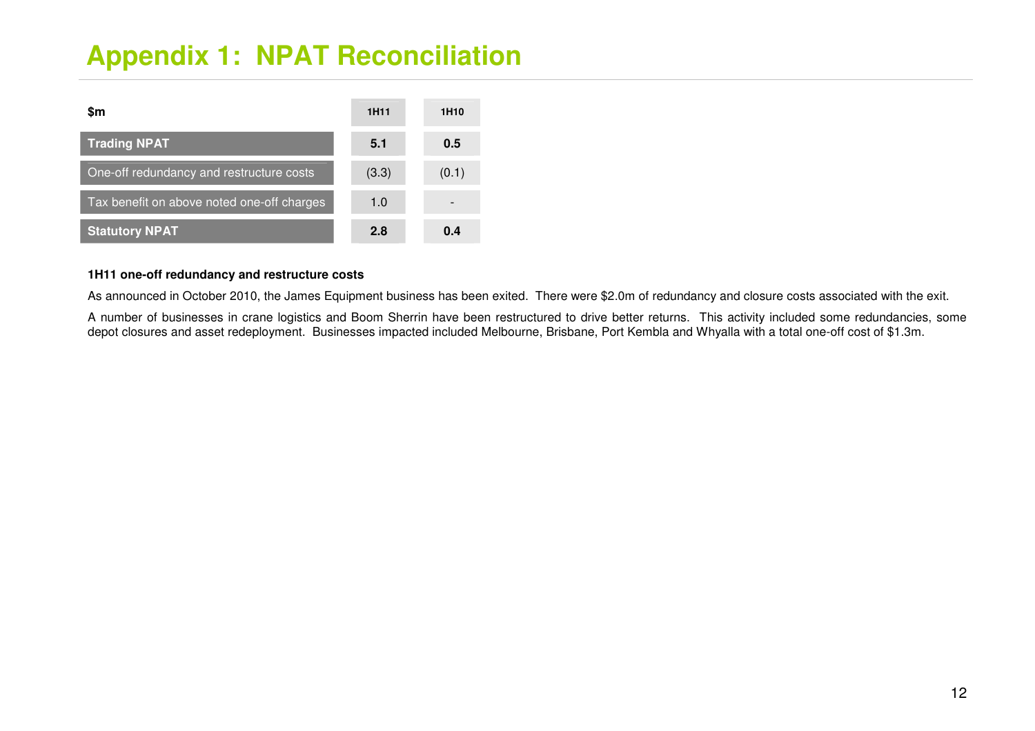# Appendix 1: NPAT Reconciliation

| $m | 1H11 | 1H10 |
|---|---|---|
| **Trading NPAT** | **5.1** | **0.5** |
| One-off redundancy and restructure costs | (3.3) | (0.1) |
| Tax benefit on above noted one-off charges | 1.0 | - |
| **Statutory NPAT** | **2.8** | **0.4** |

**1H11 one-off redundancy and restructure costs**

As announced in October 2010, the James Equipment business has been exited. There were $2.0m of redundancy and closure costs associated with the exit.

A number of businesses in crane logistics and Boom Sherrin have been restructured to drive better returns. This activity included some redundancies, some depot closures and asset redeployment. Businesses impacted included Melbourne, Brisbane, Port Kembla and Whyalla with a total one-off cost of $1.3m.